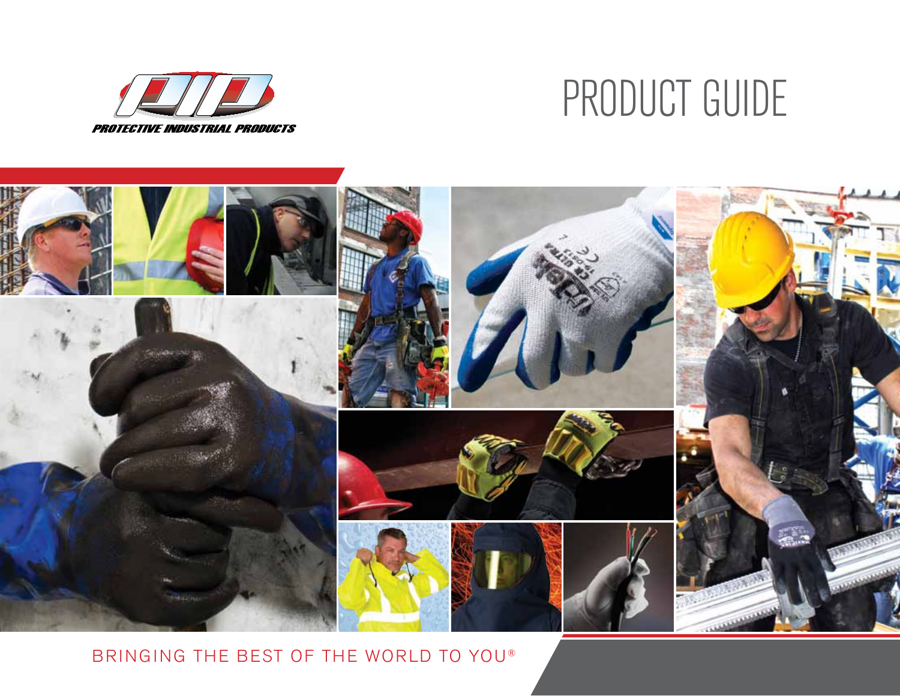PROTECTIVE INDUSTRIAL PRODUCTS

# PRODUCT GUIDE

BRINGING THE BEST OF THE WORLD TO YOU®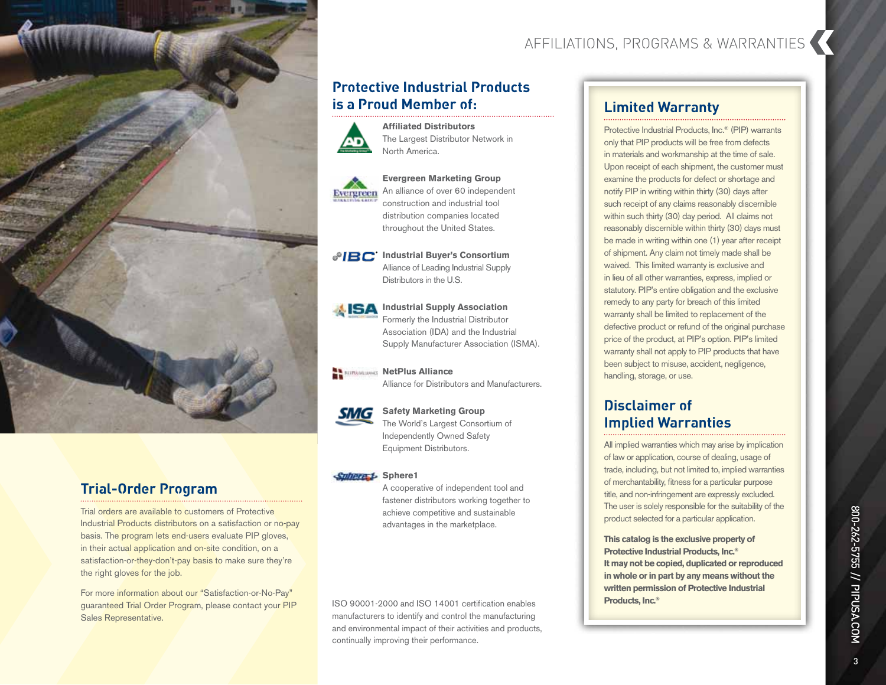# AFFILIATIONS, PROGRAMS & WARRANTIES

## Trial-Order Program

Trial orders are available to customers of Protective Industrial Products distributors on a satisfaction or no-pay basis. The program lets end-users evaluate PIP gloves, in their actual application and on-site condition, on a satisfaction-or-they-don't-pay basis to make sure they're the right gloves for the job.

For more information about our "Satisfaction-or-No-Pay" guaranteed Trial Order Program, please contact your PIP Sales Representative.

## Protective Industrial Products is a Proud Member of:

**Affiliated Distributors**
The Largest Distributor Network in North America.

**Evergreen Marketing Group**
An alliance of over 60 independent construction and industrial tool distribution companies located throughout the United States.

**Industrial Buyer's Consortium**
Alliance of Leading Industrial Supply Distributors in the U.S.

**Industrial Supply Association**
Formerly the Industrial Distributor Association (IDA) and the Industrial Supply Manufacturer Association (ISMA).

**NetPlus Alliance**
Alliance for Distributors and Manufacturers.

**Safety Marketing Group**
The World's Largest Consortium of Independently Owned Safety Equipment Distributors.

**Sphere1**
A cooperative of independent tool and fastener distributors working together to achieve competitive and sustainable advantages in the marketplace.

ISO 90001-2000 and ISO 14001 certification enables manufacturers to identify and control the manufacturing and environmental impact of their activities and products, continually improving their performance.

## Limited Warranty

Protective Industrial Products, Inc.® (PIP) warrants only that PIP products will be free from defects in materials and workmanship at the time of sale. Upon receipt of each shipment, the customer must examine the products for defect or shortage and notify PIP in writing within thirty (30) days after such receipt of any claims reasonably discernible within such thirty (30) day period. All claims not reasonably discernible within thirty (30) days must be made in writing within one (1) year after receipt of shipment. Any claim not timely made shall be waived. This limited warranty is exclusive and in lieu of all other warranties, express, implied or statutory. PIP's entire obligation and the exclusive remedy to any party for breach of this limited warranty shall be limited to replacement of the defective product or refund of the original purchase price of the product, at PIP's option. PIP's limited warranty shall not apply to PIP products that have been subject to misuse, accident, negligence, handling, storage, or use.

## Disclaimer of Implied Warranties

All implied warranties which may arise by implication of law or application, course of dealing, usage of trade, including, but not limited to, implied warranties of merchantability, fitness for a particular purpose title, and non-infringement are expressly excluded. The user is solely responsible for the suitability of the product selected for a particular application.

**This catalog is the exclusive property of Protective Industrial Products, Inc.®**
**It may not be copied, duplicated or reproduced in whole or in part by any means without the written permission of Protective Industrial Products, Inc.®**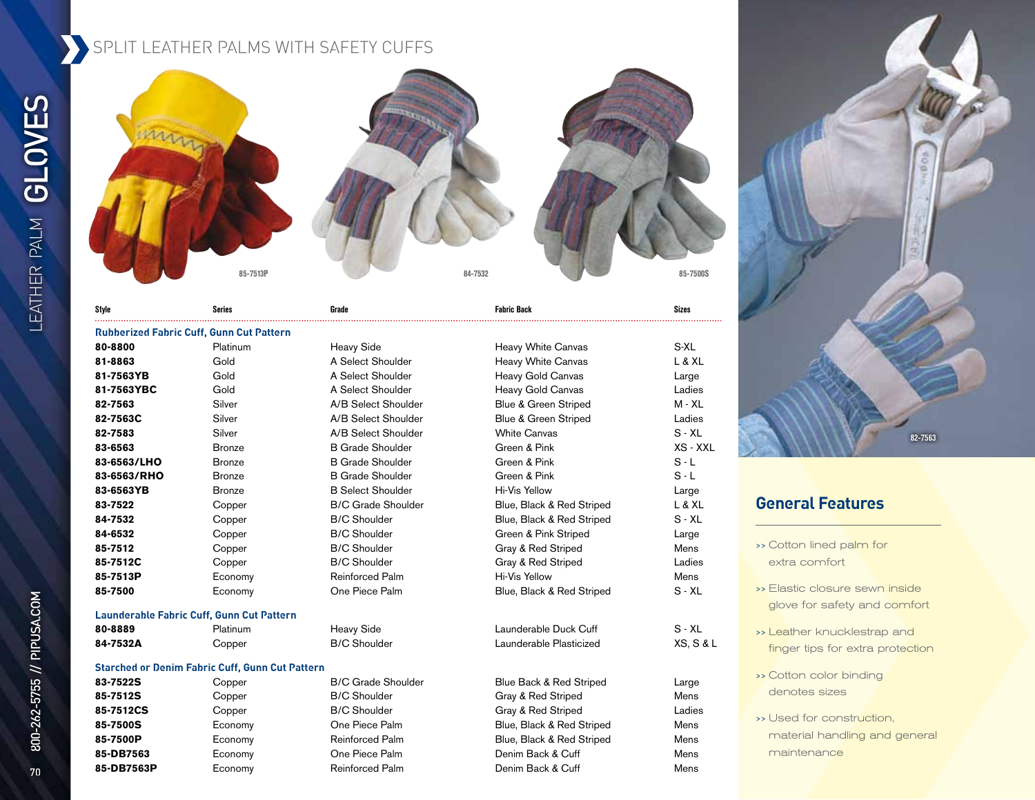## SPLIT LEATHER PALMS WITH SAFETY CUFFS

85-7513P

84-7532

85-7500S

| Style | Series | Grade | Fabric Back | Sizes |
|---|---|---|---|---|
| **Rubberized Fabric Cuff, Gunn Cut Pattern** | | | | |
| **80-8800** | Platinum | Heavy Side | Heavy White Canvas | S-XL |
| **81-8863** | Gold | A Select Shoulder | Heavy White Canvas | L & XL |
| **81-7563YB** | Gold | A Select Shoulder | Heavy Gold Canvas | Large |
| **81-7563YBC** | Gold | A Select Shoulder | Heavy Gold Canvas | Ladies |
| **82-7563** | Silver | A/B Select Shoulder | Blue & Green Striped | M - XL |
| **82-7563C** | Silver | A/B Select Shoulder | Blue & Green Striped | Ladies |
| **82-7583** | Silver | A/B Select Shoulder | White Canvas | S - XL |
| **83-6563** | Bronze | B Grade Shoulder | Green & Pink | XS - XXL |
| **83-6563/LHO** | Bronze | B Grade Shoulder | Green & Pink | S - L |
| **83-6563/RHO** | Bronze | B Grade Shoulder | Green & Pink | S - L |
| **83-6563YB** | Bronze | B Select Shoulder | Hi-Vis Yellow | Large |
| **83-7522** | Copper | B/C Grade Shoulder | Blue, Black & Red Striped | L & XL |
| **84-7532** | Copper | B/C Shoulder | Blue, Black & Red Striped | S - XL |
| **84-6532** | Copper | B/C Shoulder | Green & Pink Striped | Large |
| **85-7512** | Copper | B/C Shoulder | Gray & Red Striped | Mens |
| **85-7512C** | Copper | B/C Shoulder | Gray & Red Striped | Ladies |
| **85-7513P** | Economy | Reinforced Palm | Hi-Vis Yellow | Mens |
| **85-7500** | Economy | One Piece Palm | Blue, Black & Red Striped | S - XL |
| **Launderable Fabric Cuff, Gunn Cut Pattern** | | | | |
| **80-8889** | Platinum | Heavy Side | Launderable Duck Cuff | S - XL |
| **84-7532A** | Copper | B/C Shoulder | Launderable Plasticized | XS, S & L |
| **Starched or Denim Fabric Cuff, Gunn Cut Pattern** | | | | |
| **83-7522S** | Copper | B/C Grade Shoulder | Blue Back & Red Striped | Large |
| **85-7512S** | Copper | B/C Shoulder | Gray & Red Striped | Mens |
| **85-7512CS** | Copper | B/C Shoulder | Gray & Red Striped | Ladies |
| **85-7500S** | Economy | One Piece Palm | Blue, Black & Red Striped | Mens |
| **85-7500P** | Economy | Reinforced Palm | Blue, Black & Red Striped | Mens |
| **85-DB7563** | Economy | One Piece Palm | Denim Back & Cuff | Mens |
| **85-DB7563P** | Economy | Reinforced Palm | Denim Back & Cuff | Mens |

82-7563

### General Features

- Cotton lined palm for extra comfort
- Elastic closure sewn inside glove for safety and comfort
- Leather knucklestrap and finger tips for extra protection
- Cotton color binding denotes sizes
- Used for construction, material handling and general maintenance